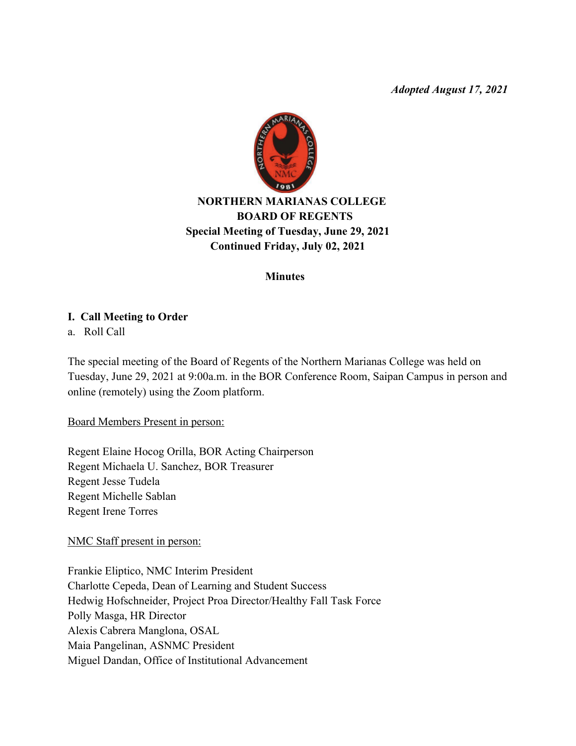*Adopted August 17, 2021*

**NORTHERN MARIANAS COLLEGE**
**BOARD OF REGENTS**
**Special Meeting of Tuesday, June 29, 2021**
**Continued Friday, July 02, 2021**

**Minutes**

## I. Call Meeting to Order

a. Roll Call

The special meeting of the Board of Regents of the Northern Marianas College was held on Tuesday, June 29, 2021 at 9:00a.m. in the BOR Conference Room, Saipan Campus in person and online (remotely) using the Zoom platform.

Board Members Present in person:

Regent Elaine Hocog Orilla, BOR Acting Chairperson
Regent Michaela U. Sanchez, BOR Treasurer
Regent Jesse Tudela
Regent Michelle Sablan
Regent Irene Torres

NMC Staff present in person:

Frankie Eliptico, NMC Interim President
Charlotte Cepeda, Dean of Learning and Student Success
Hedwig Hofschneider, Project Proa Director/Healthy Fall Task Force
Polly Masga, HR Director
Alexis Cabrera Manglona, OSAL
Maia Pangelinan, ASNMC President
Miguel Dandan, Office of Institutional Advancement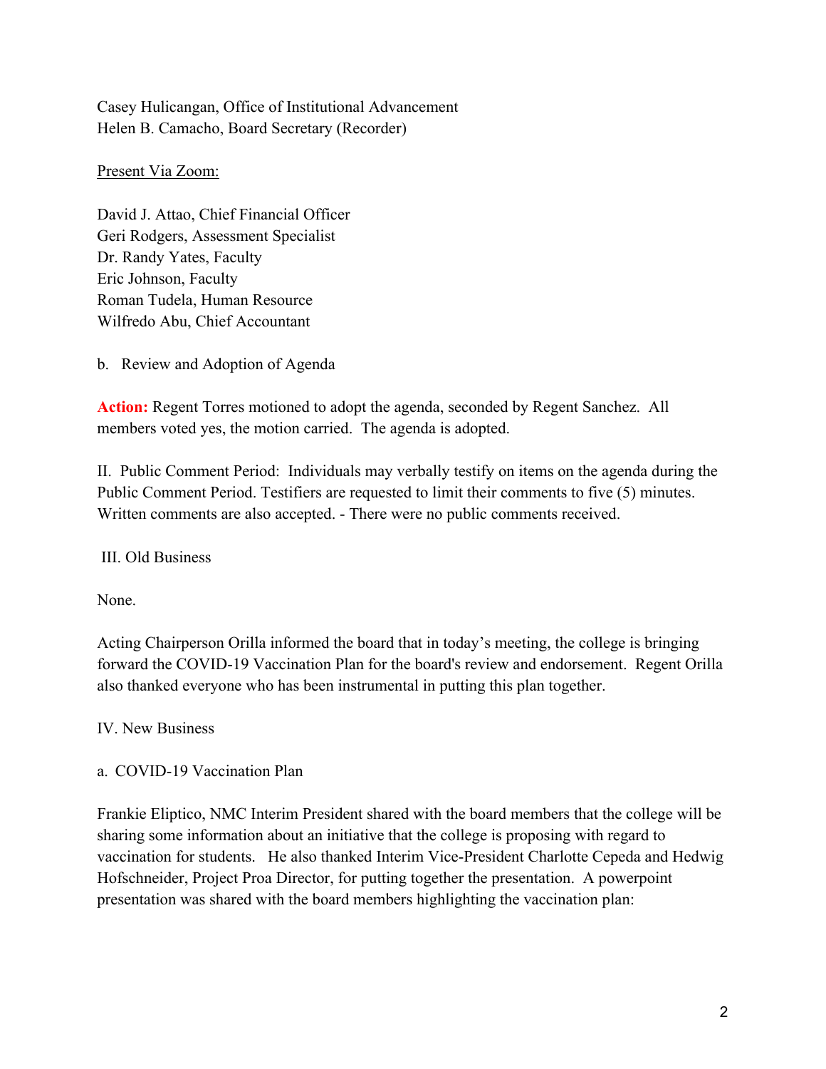Casey Hulicangan, Office of Institutional Advancement
Helen B. Camacho, Board Secretary (Recorder)

Present Via Zoom:

David J. Attao, Chief Financial Officer
Geri Rodgers, Assessment Specialist
Dr. Randy Yates, Faculty
Eric Johnson, Faculty
Roman Tudela, Human Resource
Wilfredo Abu, Chief Accountant

b. Review and Adoption of Agenda

**Action:** Regent Torres motioned to adopt the agenda, seconded by Regent Sanchez. All members voted yes, the motion carried. The agenda is adopted.

II. Public Comment Period: Individuals may verbally testify on items on the agenda during the Public Comment Period. Testifiers are requested to limit their comments to five (5) minutes. Written comments are also accepted. - There were no public comments received.

III. Old Business

None.

Acting Chairperson Orilla informed the board that in today's meeting, the college is bringing forward the COVID-19 Vaccination Plan for the board's review and endorsement. Regent Orilla also thanked everyone who has been instrumental in putting this plan together.

IV. New Business

a. COVID-19 Vaccination Plan

Frankie Eliptico, NMC Interim President shared with the board members that the college will be sharing some information about an initiative that the college is proposing with regard to vaccination for students. He also thanked Interim Vice-President Charlotte Cepeda and Hedwig Hofschneider, Project Proa Director, for putting together the presentation. A powerpoint presentation was shared with the board members highlighting the vaccination plan: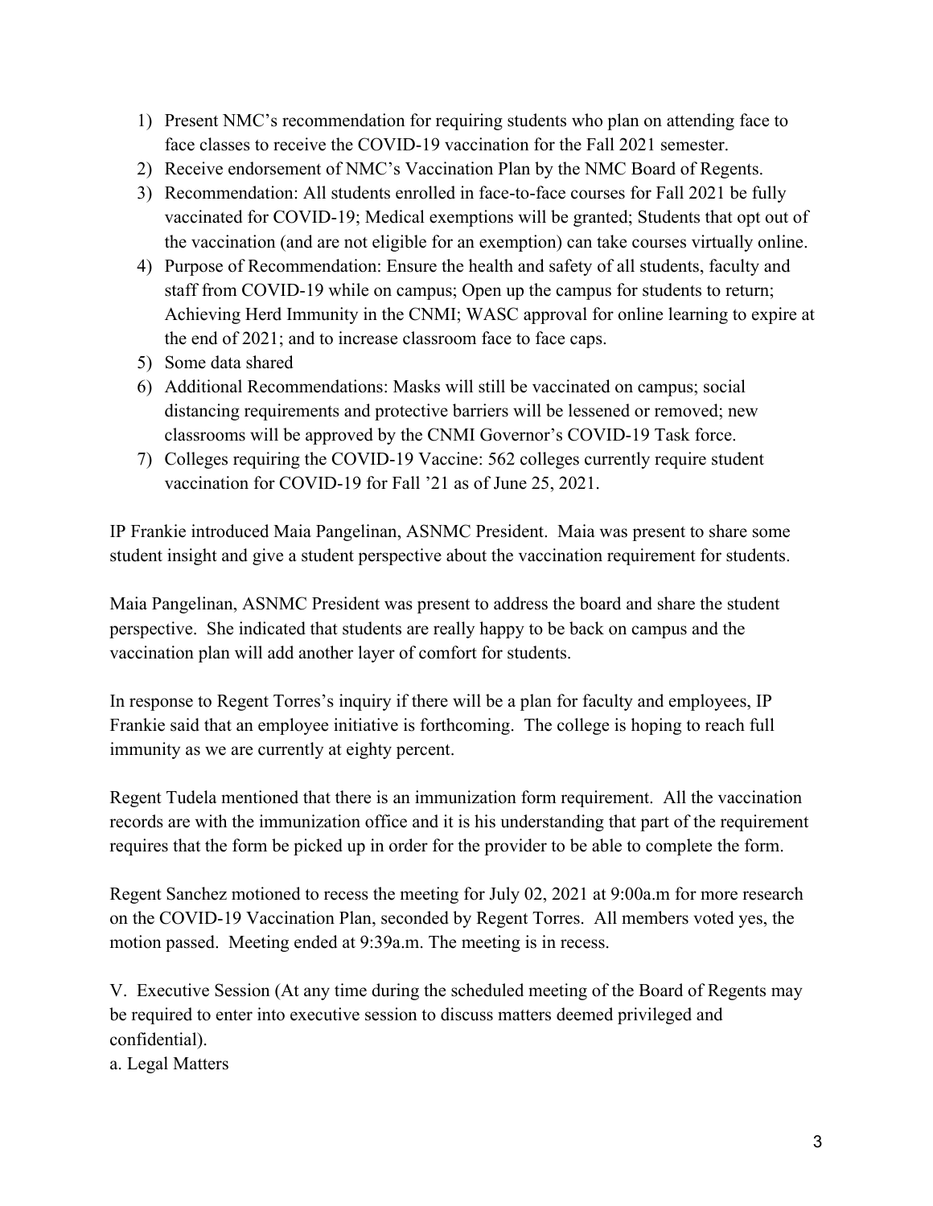1) Present NMC's recommendation for requiring students who plan on attending face to face classes to receive the COVID-19 vaccination for the Fall 2021 semester.
2) Receive endorsement of NMC's Vaccination Plan by the NMC Board of Regents.
3) Recommendation: All students enrolled in face-to-face courses for Fall 2021 be fully vaccinated for COVID-19; Medical exemptions will be granted; Students that opt out of the vaccination (and are not eligible for an exemption) can take courses virtually online.
4) Purpose of Recommendation: Ensure the health and safety of all students, faculty and staff from COVID-19 while on campus; Open up the campus for students to return; Achieving Herd Immunity in the CNMI; WASC approval for online learning to expire at the end of 2021; and to increase classroom face to face caps.
5) Some data shared
6) Additional Recommendations: Masks will still be vaccinated on campus; social distancing requirements and protective barriers will be lessened or removed; new classrooms will be approved by the CNMI Governor's COVID-19 Task force.
7) Colleges requiring the COVID-19 Vaccine: 562 colleges currently require student vaccination for COVID-19 for Fall '21 as of June 25, 2021.

IP Frankie introduced Maia Pangelinan, ASNMC President. Maia was present to share some student insight and give a student perspective about the vaccination requirement for students.

Maia Pangelinan, ASNMC President was present to address the board and share the student perspective. She indicated that students are really happy to be back on campus and the vaccination plan will add another layer of comfort for students.

In response to Regent Torres's inquiry if there will be a plan for faculty and employees, IP Frankie said that an employee initiative is forthcoming. The college is hoping to reach full immunity as we are currently at eighty percent.

Regent Tudela mentioned that there is an immunization form requirement. All the vaccination records are with the immunization office and it is his understanding that part of the requirement requires that the form be picked up in order for the provider to be able to complete the form.

Regent Sanchez motioned to recess the meeting for July 02, 2021 at 9:00a.m for more research on the COVID-19 Vaccination Plan, seconded by Regent Torres. All members voted yes, the motion passed. Meeting ended at 9:39a.m. The meeting is in recess.

V. Executive Session (At any time during the scheduled meeting of the Board of Regents may be required to enter into executive session to discuss matters deemed privileged and confidential).

a. Legal Matters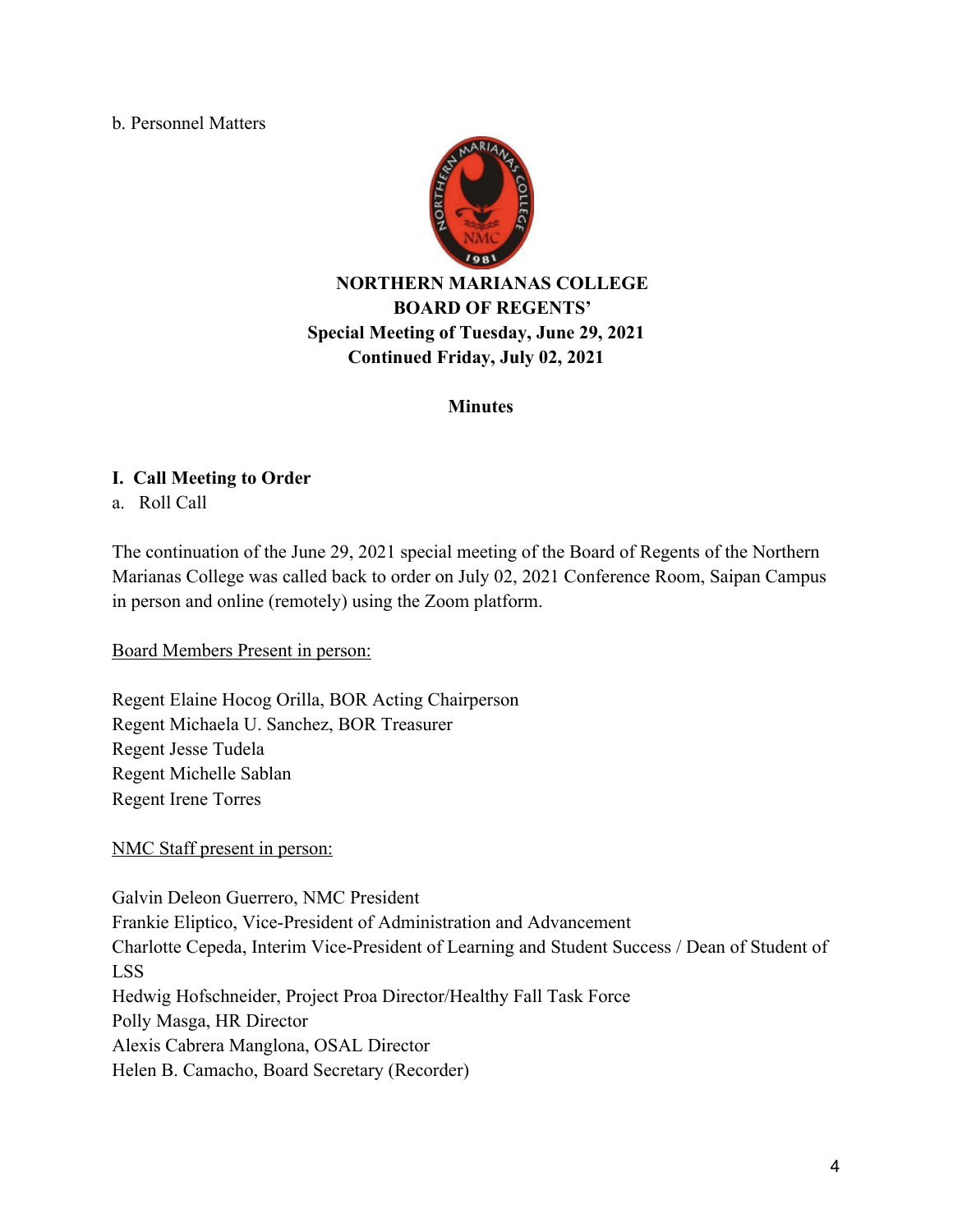b. Personnel Matters

**NORTHERN MARIANAS COLLEGE**
**BOARD OF REGENTS'**
**Special Meeting of Tuesday, June 29, 2021**
**Continued Friday, July 02, 2021**

**Minutes**

## I. Call Meeting to Order

a. Roll Call

The continuation of the June 29, 2021 special meeting of the Board of Regents of the Northern Marianas College was called back to order on July 02, 2021 Conference Room, Saipan Campus in person and online (remotely) using the Zoom platform.

Board Members Present in person:

Regent Elaine Hocog Orilla, BOR Acting Chairperson
Regent Michaela U. Sanchez, BOR Treasurer
Regent Jesse Tudela
Regent Michelle Sablan
Regent Irene Torres

NMC Staff present in person:

Galvin Deleon Guerrero, NMC President
Frankie Eliptico, Vice-President of Administration and Advancement
Charlotte Cepeda, Interim Vice-President of Learning and Student Success / Dean of Student of LSS
Hedwig Hofschneider, Project Proa Director/Healthy Fall Task Force
Polly Masga, HR Director
Alexis Cabrera Manglona, OSAL Director
Helen B. Camacho, Board Secretary (Recorder)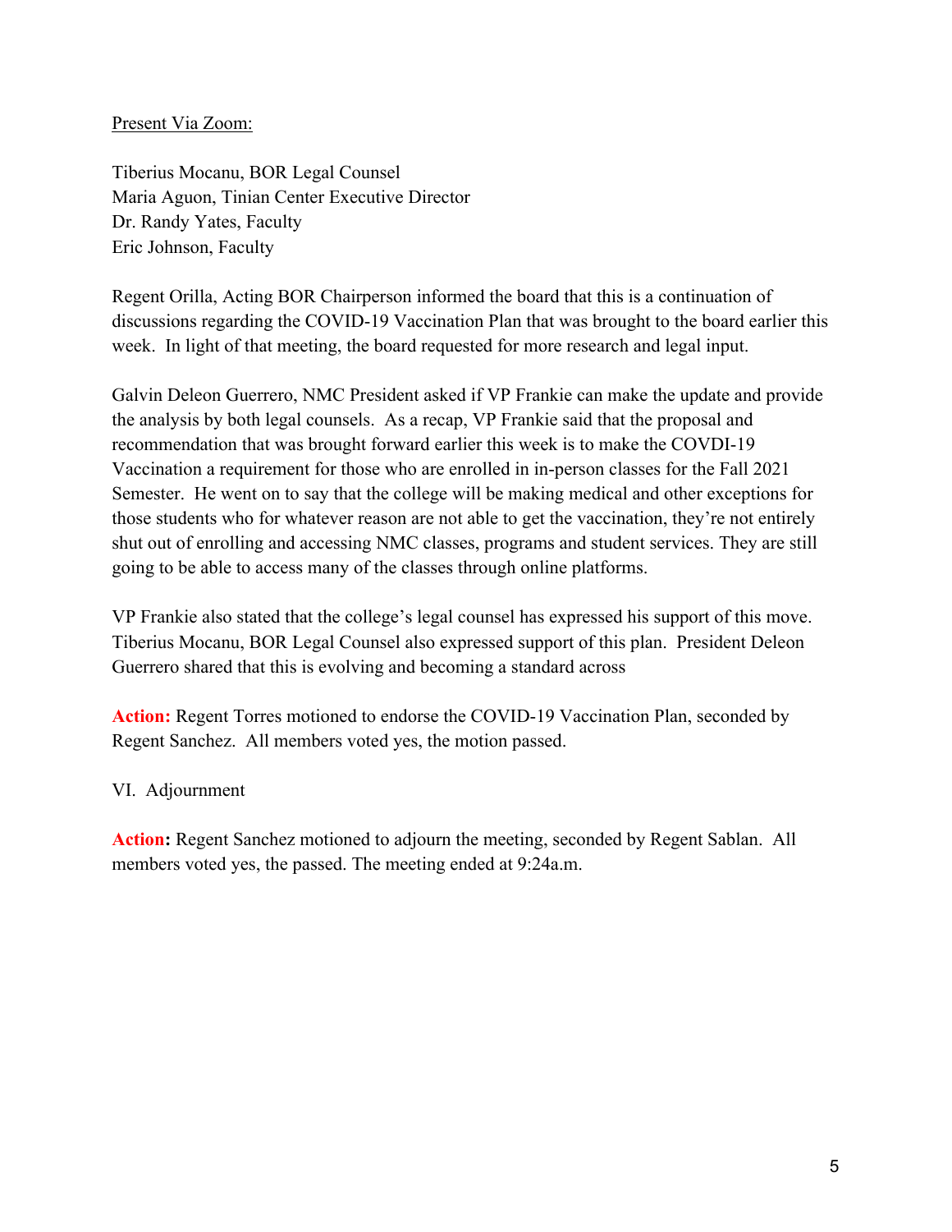Present Via Zoom:

Tiberius Mocanu, BOR Legal Counsel
Maria Aguon, Tinian Center Executive Director
Dr. Randy Yates, Faculty
Eric Johnson, Faculty

Regent Orilla, Acting BOR Chairperson informed the board that this is a continuation of discussions regarding the COVID-19 Vaccination Plan that was brought to the board earlier this week. In light of that meeting, the board requested for more research and legal input.

Galvin Deleon Guerrero, NMC President asked if VP Frankie can make the update and provide the analysis by both legal counsels. As a recap, VP Frankie said that the proposal and recommendation that was brought forward earlier this week is to make the COVDI-19 Vaccination a requirement for those who are enrolled in in-person classes for the Fall 2021 Semester. He went on to say that the college will be making medical and other exceptions for those students who for whatever reason are not able to get the vaccination, they're not entirely shut out of enrolling and accessing NMC classes, programs and student services. They are still going to be able to access many of the classes through online platforms.

VP Frankie also stated that the college's legal counsel has expressed his support of this move. Tiberius Mocanu, BOR Legal Counsel also expressed support of this plan. President Deleon Guerrero shared that this is evolving and becoming a standard across

**Action:** Regent Torres motioned to endorse the COVID-19 Vaccination Plan, seconded by Regent Sanchez. All members voted yes, the motion passed.

VI. Adjournment

**Action:** Regent Sanchez motioned to adjourn the meeting, seconded by Regent Sablan. All members voted yes, the passed. The meeting ended at 9:24a.m.